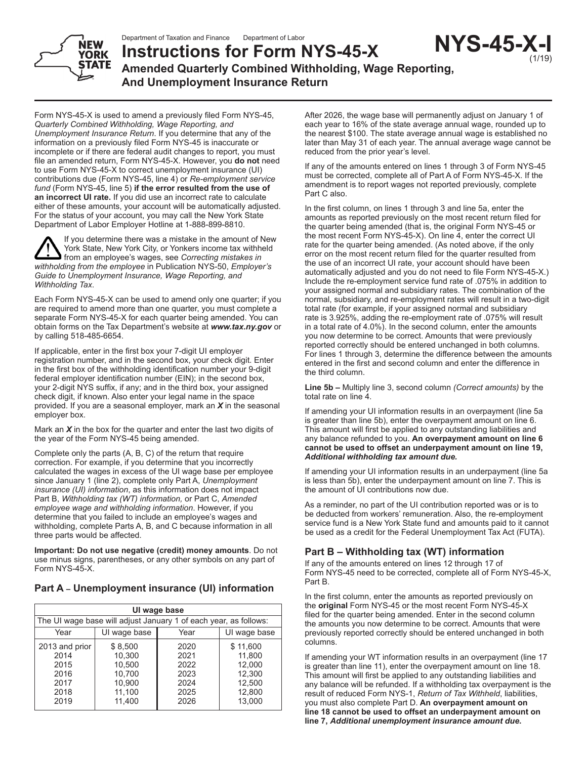Department of Taxation and Finance    Department of Labor

# Instructions for Form NYS-45-X

**NYS-45-X-I** (1/19)

## Amended Quarterly Combined Withholding, Wage Reporting, And Unemployment Insurance Return

Form NYS-45-X is used to amend a previously filed Form NYS-45, *Quarterly Combined Withholding, Wage Reporting, and Unemployment Insurance Return*. If you determine that any of the information on a previously filed Form NYS-45 is inaccurate or incomplete or if there are federal audit changes to report, you must file an amended return, Form NYS-45-X. However, you **do not** need to use Form NYS-45-X to correct unemployment insurance (UI) contributions due (Form NYS-45, line 4) or *Re-employment service fund* (Form NYS-45, line 5) **if the error resulted from the use of an incorrect UI rate.** If you did use an incorrect rate to calculate either of these amounts, your account will be automatically adjusted. For the status of your account, you may call the New York State Department of Labor Employer Hotline at 1-888-899-8810.

If you determine there was a mistake in the amount of New York State, New York City, or Yonkers income tax withheld from an employee's wages, see *Correcting mistakes in withholding from the employee* in Publication NYS-50, *Employer's Guide to Unemployment Insurance, Wage Reporting, and Withholding Tax*.

Each Form NYS-45-X can be used to amend only one quarter; if you are required to amend more than one quarter, you must complete a separate Form NYS-45-X for each quarter being amended. You can obtain forms on the Tax Department's website at ***www.tax.ny.gov*** or by calling 518-485-6654.

If applicable, enter in the first box your 7-digit UI employer registration number, and in the second box, your check digit. Enter in the first box of the withholding identification number your 9-digit federal employer identification number (EIN); in the second box, your 2-digit NYS suffix, if any; and in the third box, your assigned check digit, if known. Also enter your legal name in the space provided. If you are a seasonal employer, mark an ***X*** in the seasonal employer box.

Mark an ***X*** in the box for the quarter and enter the last two digits of the year of the Form NYS-45 being amended.

Complete only the parts (A, B, C) of the return that require correction. For example, if you determine that you incorrectly calculated the wages in excess of the UI wage base per employee since January 1 (line 2), complete only Part A, *Unemployment insurance (UI) information*, as this information does not impact Part B, *Withholding tax (WT) information,* or Part C, *Amended employee wage and withholding information*. However, if you determine that you failed to include an employee's wages and withholding, complete Parts A, B, and C because information in all three parts would be affected.

**Important: Do not use negative (credit) money amounts**. Do not use minus signs, parentheses, or any other symbols on any part of Form NYS-45-X.

## Part A – Unemployment insurance (UI) information

| UI wage base | | | |
|---|---|---|---|
| The UI wage base will adjust January 1 of each year, as follows: | | | |
| Year | UI wage base | Year | UI wage base |
| 2013 and prior | $ 8,500 | 2020 | $ 11,600 |
| 2014 | 10,300 | 2021 | 11,800 |
| 2015 | 10,500 | 2022 | 12,000 |
| 2016 | 10,700 | 2023 | 12,300 |
| 2017 | 10,900 | 2024 | 12,500 |
| 2018 | 11,100 | 2025 | 12,800 |
| 2019 | 11,400 | 2026 | 13,000 |

After 2026, the wage base will permanently adjust on January 1 of each year to 16% of the state average annual wage, rounded up to the nearest $100. The state average annual wage is established no later than May 31 of each year. The annual average wage cannot be reduced from the prior year's level.

If any of the amounts entered on lines 1 through 3 of Form NYS-45 must be corrected, complete all of Part A of Form NYS-45-X. If the amendment is to report wages not reported previously, complete Part C also.

In the first column, on lines 1 through 3 and line 5a, enter the amounts as reported previously on the most recent return filed for the quarter being amended (that is, the original Form NYS-45 or the most recent Form NYS-45-X). On line 4, enter the correct UI rate for the quarter being amended. (As noted above, if the only error on the most recent return filed for the quarter resulted from the use of an incorrect UI rate, your account should have been automatically adjusted and you do not need to file Form NYS-45-X.) Include the re-employment service fund rate of .075% in addition to your assigned normal and subsidiary rates. The combination of the normal, subsidiary, and re-employment rates will result in a two-digit total rate (for example, if your assigned normal and subsidiary rate is 3.925%, adding the re-employment rate of .075% will result in a total rate of 4.0%). In the second column, enter the amounts you now determine to be correct. Amounts that were previously reported correctly should be entered unchanged in both columns. For lines 1 through 3, determine the difference between the amounts entered in the first and second column and enter the difference in the third column.

**Line 5b –** Multiply line 3, second column *(Correct amounts)* by the total rate on line 4.

If amending your UI information results in an overpayment (line 5a is greater than line 5b), enter the overpayment amount on line 6. This amount will first be applied to any outstanding liabilities and any balance refunded to you. **An overpayment amount on line 6 cannot be used to offset an underpayment amount on line 19, *Additional withholding tax amount due.***

If amending your UI information results in an underpayment (line 5a is less than 5b), enter the underpayment amount on line 7. This is the amount of UI contributions now due.

As a reminder, no part of the UI contribution reported was or is to be deducted from workers' remuneration. Also, the re-employment service fund is a New York State fund and amounts paid to it cannot be used as a credit for the Federal Unemployment Tax Act (FUTA).

## Part B – Withholding tax (WT) information

If any of the amounts entered on lines 12 through 17 of Form NYS-45 need to be corrected, complete all of Form NYS-45-X, Part B.

In the first column, enter the amounts as reported previously on the **original** Form NYS-45 or the most recent Form NYS-45-X filed for the quarter being amended. Enter in the second column the amounts you now determine to be correct. Amounts that were previously reported correctly should be entered unchanged in both columns.

If amending your WT information results in an overpayment (line 17 is greater than line 11), enter the overpayment amount on line 18. This amount will first be applied to any outstanding liabilities and any balance will be refunded. If a withholding tax overpayment is the result of reduced Form NYS-1, *Return of Tax Withheld*, liabilities, you must also complete Part D. **An overpayment amount on line 18 cannot be used to offset an underpayment amount on line 7, *Additional unemployment insurance amount due.***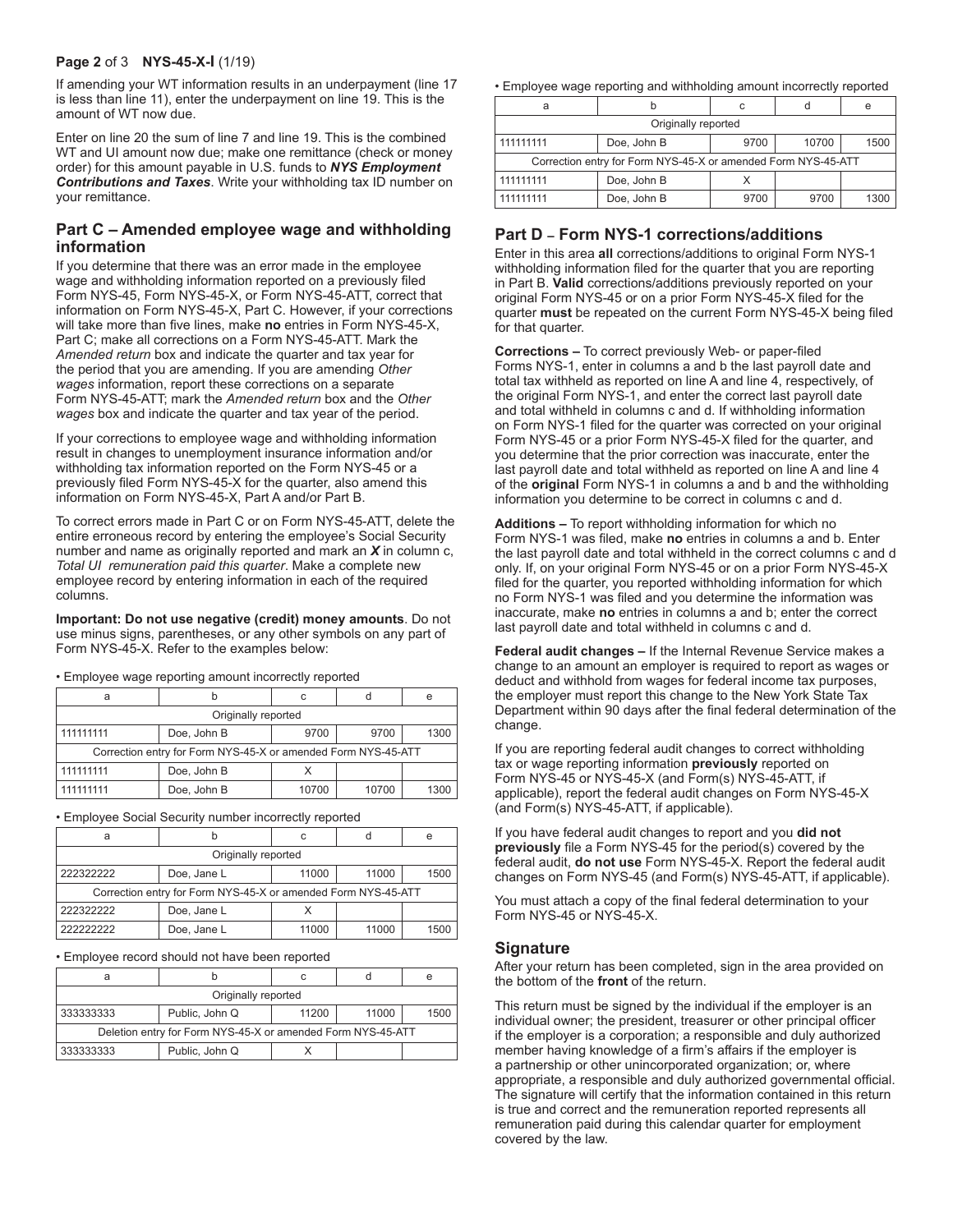If amending your WT information results in an underpayment (line 17 is less than line 11), enter the underpayment on line 19. This is the amount of WT now due.

Enter on line 20 the sum of line 7 and line 19. This is the combined WT and UI amount now due; make one remittance (check or money order) for this amount payable in U.S. funds to ***NYS Employment Contributions and Taxes***. Write your withholding tax ID number on your remittance.

## Part C – Amended employee wage and withholding information

If you determine that there was an error made in the employee wage and withholding information reported on a previously filed Form NYS-45, Form NYS-45-X, or Form NYS-45-ATT, correct that information on Form NYS-45-X, Part C. However, if your corrections will take more than five lines, make **no** entries in Form NYS-45-X, Part C; make all corrections on a Form NYS-45-ATT. Mark the *Amended return* box and indicate the quarter and tax year for the period that you are amending. If you are amending *Other wages* information, report these corrections on a separate Form NYS-45-ATT; mark the *Amended return* box and the *Other wages* box and indicate the quarter and tax year of the period.

If your corrections to employee wage and withholding information result in changes to unemployment insurance information and/or withholding tax information reported on the Form NYS-45 or a previously filed Form NYS-45-X for the quarter, also amend this information on Form NYS-45-X, Part A and/or Part B.

To correct errors made in Part C or on Form NYS-45-ATT, delete the entire erroneous record by entering the employee's Social Security number and name as originally reported and mark an ***X*** in column c, *Total UI remuneration paid this quarter*. Make a complete new employee record by entering information in each of the required columns.

**Important: Do not use negative (credit) money amounts**. Do not use minus signs, parentheses, or any other symbols on any part of Form NYS-45-X. Refer to the examples below:

• Employee wage reporting amount incorrectly reported

| a | b | c | d | e |
|---|---|---|---|---|
| Originally reported | | | | |
| 111111111 | Doe, John B | 9700 | 9700 | 1300 |
| Correction entry for Form NYS-45-X or amended Form NYS-45-ATT | | | | |
| 111111111 | Doe, John B | X | | |
| 111111111 | Doe, John B | 10700 | 10700 | 1300 |

• Employee Social Security number incorrectly reported

| a | b | c | d | e |
|---|---|---|---|---|
| Originally reported | | | | |
| 222322222 | Doe, Jane L | 11000 | 11000 | 1500 |
| Correction entry for Form NYS-45-X or amended Form NYS-45-ATT | | | | |
| 222322222 | Doe, Jane L | X | | |
| 222222222 | Doe, Jane L | 11000 | 11000 | 1500 |

• Employee record should not have been reported

| a | b | c | d | e |
|---|---|---|---|---|
| Originally reported | | | | |
| 333333333 | Public, John Q | 11200 | 11000 | 1500 |
| Deletion entry for Form NYS-45-X or amended Form NYS-45-ATT | | | | |
| 333333333 | Public, John Q | X | | |

• Employee wage reporting and withholding amount incorrectly reported

| a | b | c | d | e |
|---|---|---|---|---|
| Originally reported | | | | |
| 111111111 | Doe, John B | 9700 | 10700 | 1500 |
| Correction entry for Form NYS-45-X or amended Form NYS-45-ATT | | | | |
| 111111111 | Doe, John B | X | | |
| 111111111 | Doe, John B | 9700 | 9700 | 1300 |

## Part D – Form NYS-1 corrections/additions

Enter in this area **all** corrections/additions to original Form NYS-1 withholding information filed for the quarter that you are reporting in Part B. **Valid** corrections/additions previously reported on your original Form NYS-45 or on a prior Form NYS-45-X filed for the quarter **must** be repeated on the current Form NYS-45-X being filed for that quarter.

**Corrections –** To correct previously Web- or paper-filed Forms NYS-1, enter in columns a and b the last payroll date and total tax withheld as reported on line A and line 4, respectively, of the original Form NYS-1, and enter the correct last payroll date and total withheld in columns c and d. If withholding information on Form NYS-1 filed for the quarter was corrected on your original Form NYS-45 or a prior Form NYS-45-X filed for the quarter, and you determine that the prior correction was inaccurate, enter the last payroll date and total withheld as reported on line A and line 4 of the **original** Form NYS-1 in columns a and b and the withholding information you determine to be correct in columns c and d.

**Additions –** To report withholding information for which no Form NYS-1 was filed, make **no** entries in columns a and b. Enter the last payroll date and total withheld in the correct columns c and d only. If, on your original Form NYS-45 or on a prior Form NYS-45-X filed for the quarter, you reported withholding information for which no Form NYS-1 was filed and you determine the information was inaccurate, make **no** entries in columns a and b; enter the correct last payroll date and total withheld in columns c and d.

**Federal audit changes –** If the Internal Revenue Service makes a change to an amount an employer is required to report as wages or deduct and withhold from wages for federal income tax purposes, the employer must report this change to the New York State Tax Department within 90 days after the final federal determination of the change.

If you are reporting federal audit changes to correct withholding tax or wage reporting information **previously** reported on Form NYS-45 or NYS-45-X (and Form(s) NYS-45-ATT, if applicable), report the federal audit changes on Form NYS-45-X (and Form(s) NYS-45-ATT, if applicable).

If you have federal audit changes to report and you **did not previously** file a Form NYS-45 for the period(s) covered by the federal audit, **do not use** Form NYS-45-X. Report the federal audit changes on Form NYS-45 (and Form(s) NYS-45-ATT, if applicable).

You must attach a copy of the final federal determination to your Form NYS-45 or NYS-45-X.

## Signature

After your return has been completed, sign in the area provided on the bottom of the **front** of the return.

This return must be signed by the individual if the employer is an individual owner; the president, treasurer or other principal officer if the employer is a corporation; a responsible and duly authorized member having knowledge of a firm's affairs if the employer is a partnership or other unincorporated organization; or, where appropriate, a responsible and duly authorized governmental official. The signature will certify that the information contained in this return is true and correct and the remuneration reported represents all remuneration paid during this calendar quarter for employment covered by the law.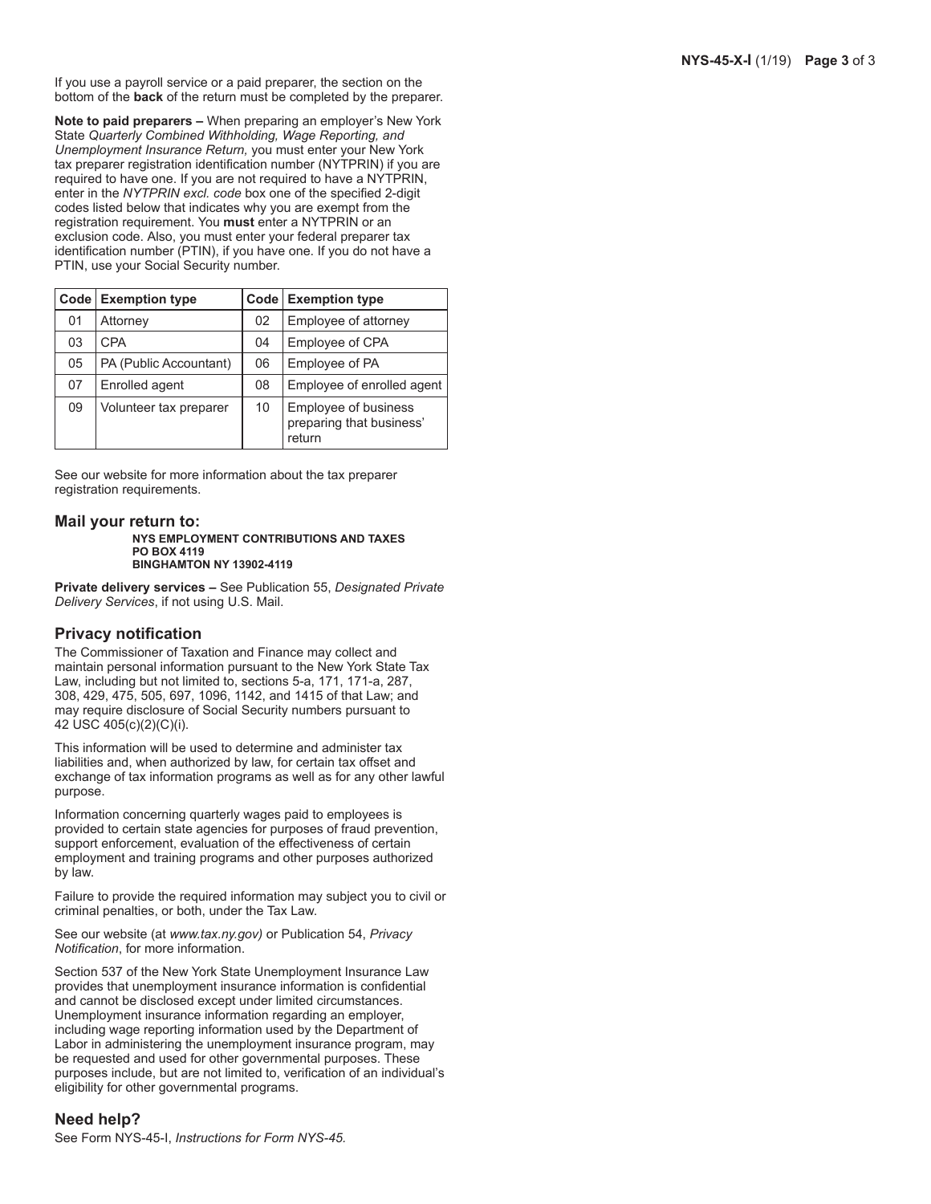If you use a payroll service or a paid preparer, the section on the bottom of the **back** of the return must be completed by the preparer.

**Note to paid preparers –** When preparing an employer's New York State *Quarterly Combined Withholding, Wage Reporting, and Unemployment Insurance Return,* you must enter your New York tax preparer registration identification number (NYTPRIN) if you are required to have one. If you are not required to have a NYTPRIN, enter in the *NYTPRIN excl. code* box one of the specified 2-digit codes listed below that indicates why you are exempt from the registration requirement. You **must** enter a NYTPRIN or an exclusion code. Also, you must enter your federal preparer tax identification number (PTIN), if you have one. If you do not have a PTIN, use your Social Security number.

| Code | Exemption type | Code | Exemption type |
|---|---|---|---|
| 01 | Attorney | 02 | Employee of attorney |
| 03 | CPA | 04 | Employee of CPA |
| 05 | PA (Public Accountant) | 06 | Employee of PA |
| 07 | Enrolled agent | 08 | Employee of enrolled agent |
| 09 | Volunteer tax preparer | 10 | Employee of business preparing that business' return |

See our website for more information about the tax preparer registration requirements.

## Mail your return to:

**NYS EMPLOYMENT CONTRIBUTIONS AND TAXES**
**PO BOX 4119**
**BINGHAMTON NY 13902-4119**

**Private delivery services –** See Publication 55, *Designated Private Delivery Services*, if not using U.S. Mail.

## Privacy notification

The Commissioner of Taxation and Finance may collect and maintain personal information pursuant to the New York State Tax Law, including but not limited to, sections 5-a, 171, 171-a, 287, 308, 429, 475, 505, 697, 1096, 1142, and 1415 of that Law; and may require disclosure of Social Security numbers pursuant to 42 USC 405(c)(2)(C)(i).

This information will be used to determine and administer tax liabilities and, when authorized by law, for certain tax offset and exchange of tax information programs as well as for any other lawful purpose.

Information concerning quarterly wages paid to employees is provided to certain state agencies for purposes of fraud prevention, support enforcement, evaluation of the effectiveness of certain employment and training programs and other purposes authorized by law.

Failure to provide the required information may subject you to civil or criminal penalties, or both, under the Tax Law.

See our website (at *www.tax.ny.gov)* or Publication 54, *Privacy Notification*, for more information.

Section 537 of the New York State Unemployment Insurance Law provides that unemployment insurance information is confidential and cannot be disclosed except under limited circumstances. Unemployment insurance information regarding an employer, including wage reporting information used by the Department of Labor in administering the unemployment insurance program, may be requested and used for other governmental purposes. These purposes include, but are not limited to, verification of an individual's eligibility for other governmental programs.

## Need help?

See Form NYS-45-I, *Instructions for Form NYS-45.*